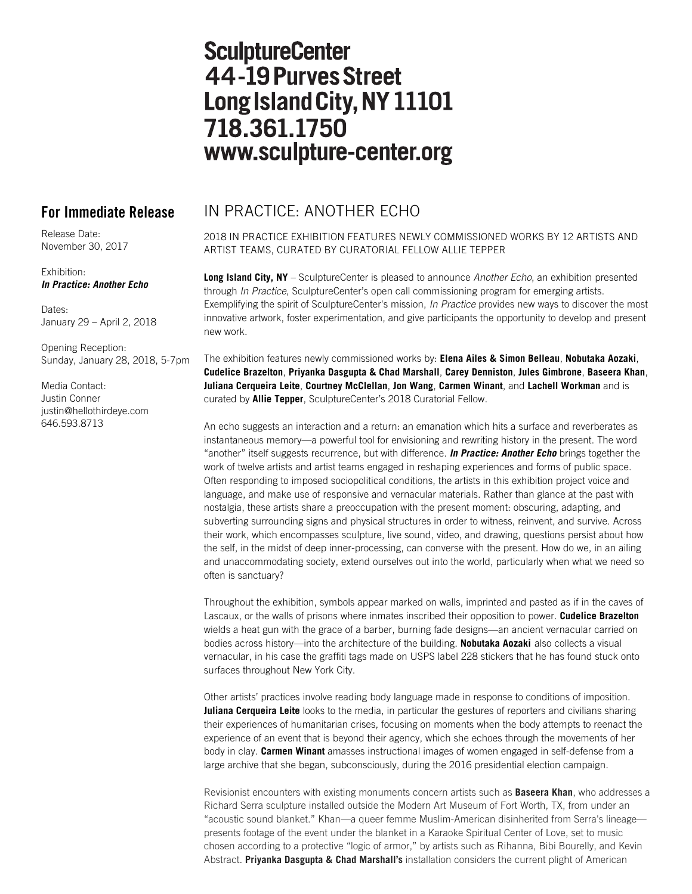**SculptureCenter**
**44-19 Purves Street**
**Long Island City, NY 11101**
**718.361.1750**
**www.sculpture-center.org**

## For Immediate Release

Release Date:
November 30, 2017

Exhibition:
***In Practice: Another Echo***

Dates:
January 29 – April 2, 2018

Opening Reception:
Sunday, January 28, 2018, 5-7pm

Media Contact:
Justin Conner
justin@hellothirdeye.com
646.593.8713

# IN PRACTICE: ANOTHER ECHO

2018 IN PRACTICE EXHIBITION FEATURES NEWLY COMMISSIONED WORKS BY 12 ARTISTS AND ARTIST TEAMS, CURATED BY CURATORIAL FELLOW ALLIE TEPPER

**Long Island City, NY** – SculptureCenter is pleased to announce *Another Echo*, an exhibition presented through *In Practice*, SculptureCenter's open call commissioning program for emerging artists. Exemplifying the spirit of SculptureCenter's mission, *In Practice* provides new ways to discover the most innovative artwork, foster experimentation, and give participants the opportunity to develop and present new work.

The exhibition features newly commissioned works by: **Elena Ailes & Simon Belleau**, **Nobutaka Aozaki**, **Cudelice Brazelton**, **Priyanka Dasgupta & Chad Marshall**, **Carey Denniston**, **Jules Gimbrone**, **Baseera Khan**, **Juliana Cerqueira Leite**, **Courtney McClellan**, **Jon Wang**, **Carmen Winant**, and **Lachell Workman** and is curated by **Allie Tepper**, SculptureCenter's 2018 Curatorial Fellow.

An echo suggests an interaction and a return: an emanation which hits a surface and reverberates as instantaneous memory—a powerful tool for envisioning and rewriting history in the present. The word "another" itself suggests recurrence, but with difference. ***In Practice: Another Echo*** brings together the work of twelve artists and artist teams engaged in reshaping experiences and forms of public space. Often responding to imposed sociopolitical conditions, the artists in this exhibition project voice and language, and make use of responsive and vernacular materials. Rather than glance at the past with nostalgia, these artists share a preoccupation with the present moment: obscuring, adapting, and subverting surrounding signs and physical structures in order to witness, reinvent, and survive. Across their work, which encompasses sculpture, live sound, video, and drawing, questions persist about how the self, in the midst of deep inner-processing, can converse with the present. How do we, in an ailing and unaccommodating society, extend ourselves out into the world, particularly when what we need so often is sanctuary?

Throughout the exhibition, symbols appear marked on walls, imprinted and pasted as if in the caves of Lascaux, or the walls of prisons where inmates inscribed their opposition to power. **Cudelice Brazelton** wields a heat gun with the grace of a barber, burning fade designs—an ancient vernacular carried on bodies across history—into the architecture of the building. **Nobutaka Aozaki** also collects a visual vernacular, in his case the graffiti tags made on USPS label 228 stickers that he has found stuck onto surfaces throughout New York City.

Other artists' practices involve reading body language made in response to conditions of imposition. **Juliana Cerqueira Leite** looks to the media, in particular the gestures of reporters and civilians sharing their experiences of humanitarian crises, focusing on moments when the body attempts to reenact the experience of an event that is beyond their agency, which she echoes through the movements of her body in clay. **Carmen Winant** amasses instructional images of women engaged in self-defense from a large archive that she began, subconsciously, during the 2016 presidential election campaign.

Revisionist encounters with existing monuments concern artists such as **Baseera Khan**, who addresses a Richard Serra sculpture installed outside the Modern Art Museum of Fort Worth, TX, from under an "acoustic sound blanket." Khan—a queer femme Muslim-American disinherited from Serra's lineage—presents footage of the event under the blanket in a Karaoke Spiritual Center of Love, set to music chosen according to a protective "logic of armor," by artists such as Rihanna, Bibi Bourelly, and Kevin Abstract. **Priyanka Dasgupta & Chad Marshall's** installation considers the current plight of American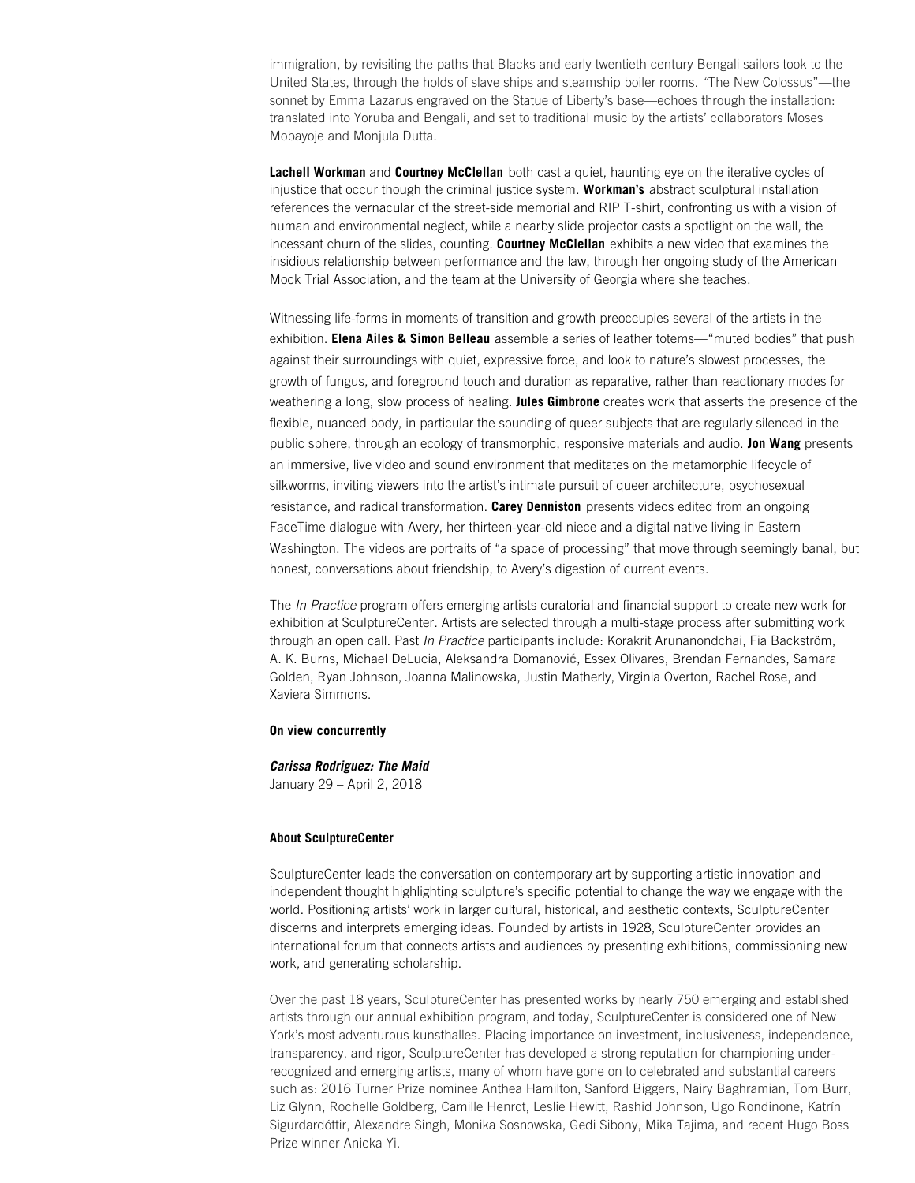immigration, by revisiting the paths that Blacks and early twentieth century Bengali sailors took to the United States, through the holds of slave ships and steamship boiler rooms. "The New Colossus"—the sonnet by Emma Lazarus engraved on the Statue of Liberty's base—echoes through the installation: translated into Yoruba and Bengali, and set to traditional music by the artists' collaborators Moses Mobayoje and Monjula Dutta.

**Lachell Workman** and **Courtney McClellan** both cast a quiet, haunting eye on the iterative cycles of injustice that occur though the criminal justice system. **Workman's** abstract sculptural installation references the vernacular of the street-side memorial and RIP T-shirt, confronting us with a vision of human and environmental neglect, while a nearby slide projector casts a spotlight on the wall, the incessant churn of the slides, counting. **Courtney McClellan** exhibits a new video that examines the insidious relationship between performance and the law, through her ongoing study of the American Mock Trial Association, and the team at the University of Georgia where she teaches.

Witnessing life-forms in moments of transition and growth preoccupies several of the artists in the exhibition. **Elena Ailes & Simon Belleau** assemble a series of leather totems—"muted bodies" that push against their surroundings with quiet, expressive force, and look to nature's slowest processes, the growth of fungus, and foreground touch and duration as reparative, rather than reactionary modes for weathering a long, slow process of healing. **Jules Gimbrone** creates work that asserts the presence of the flexible, nuanced body, in particular the sounding of queer subjects that are regularly silenced in the public sphere, through an ecology of transmorphic, responsive materials and audio. **Jon Wang** presents an immersive, live video and sound environment that meditates on the metamorphic lifecycle of silkworms, inviting viewers into the artist's intimate pursuit of queer architecture, psychosexual resistance, and radical transformation. **Carey Denniston** presents videos edited from an ongoing FaceTime dialogue with Avery, her thirteen-year-old niece and a digital native living in Eastern Washington. The videos are portraits of "a space of processing" that move through seemingly banal, but honest, conversations about friendship, to Avery's digestion of current events.

The *In Practice* program offers emerging artists curatorial and financial support to create new work for exhibition at SculptureCenter. Artists are selected through a multi-stage process after submitting work through an open call. Past *In Practice* participants include: Korakrit Arunanondchai, Fia Backström, A. K. Burns, Michael DeLucia, Aleksandra Domanović, Essex Olivares, Brendan Fernandes, Samara Golden, Ryan Johnson, Joanna Malinowska, Justin Matherly, Virginia Overton, Rachel Rose, and Xaviera Simmons.

**On view concurrently**

***Carissa Rodriguez: The Maid***
January 29 – April 2, 2018

**About SculptureCenter**

SculptureCenter leads the conversation on contemporary art by supporting artistic innovation and independent thought highlighting sculpture's specific potential to change the way we engage with the world. Positioning artists' work in larger cultural, historical, and aesthetic contexts, SculptureCenter discerns and interprets emerging ideas. Founded by artists in 1928, SculptureCenter provides an international forum that connects artists and audiences by presenting exhibitions, commissioning new work, and generating scholarship.

Over the past 18 years, SculptureCenter has presented works by nearly 750 emerging and established artists through our annual exhibition program, and today, SculptureCenter is considered one of New York's most adventurous kunsthalles. Placing importance on investment, inclusiveness, independence, transparency, and rigor, SculptureCenter has developed a strong reputation for championing under-recognized and emerging artists, many of whom have gone on to celebrated and substantial careers such as: 2016 Turner Prize nominee Anthea Hamilton, Sanford Biggers, Nairy Baghramian, Tom Burr, Liz Glynn, Rochelle Goldberg, Camille Henrot, Leslie Hewitt, Rashid Johnson, Ugo Rondinone, Katrín Sigurdardóttir, Alexandre Singh, Monika Sosnowska, Gedi Sibony, Mika Tajima, and recent Hugo Boss Prize winner Anicka Yi.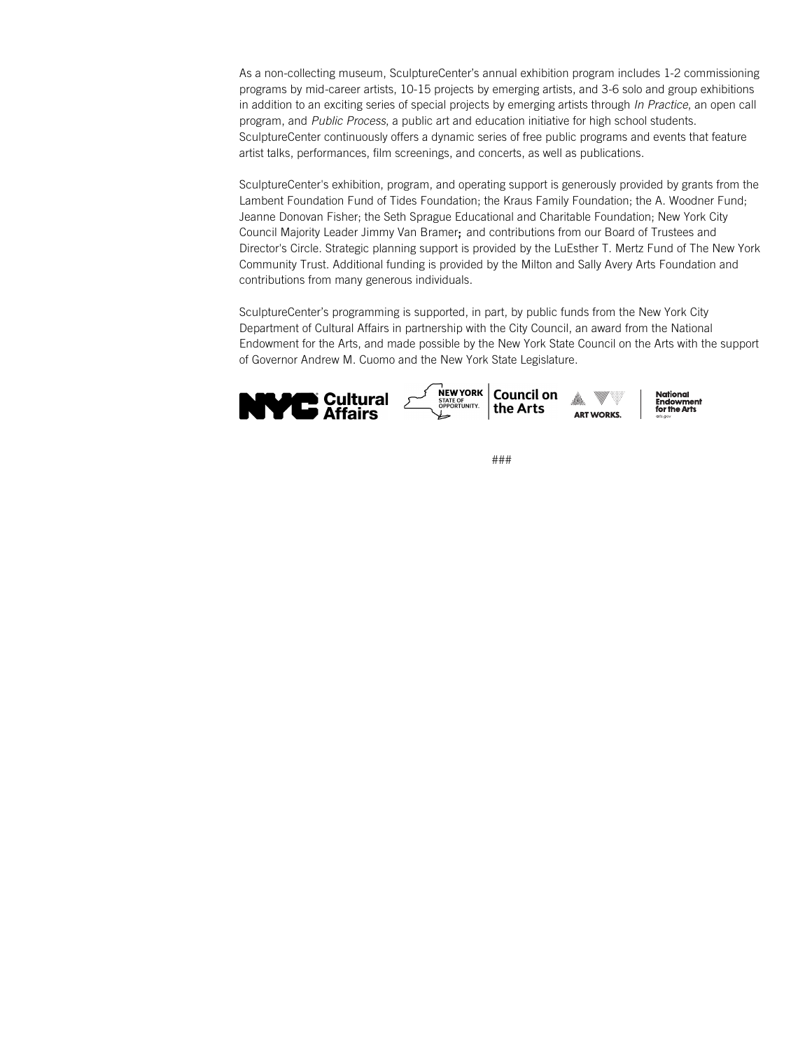As a non-collecting museum, SculptureCenter's annual exhibition program includes 1-2 commissioning programs by mid-career artists, 10-15 projects by emerging artists, and 3-6 solo and group exhibitions in addition to an exciting series of special projects by emerging artists through *In Practice*, an open call program, and *Public Process*, a public art and education initiative for high school students. SculptureCenter continuously offers a dynamic series of free public programs and events that feature artist talks, performances, film screenings, and concerts, as well as publications.

SculptureCenter's exhibition, program, and operating support is generously provided by grants from the Lambent Foundation Fund of Tides Foundation; the Kraus Family Foundation; the A. Woodner Fund; Jeanne Donovan Fisher; the Seth Sprague Educational and Charitable Foundation; New York City Council Majority Leader Jimmy Van Bramer; and contributions from our Board of Trustees and Director's Circle. Strategic planning support is provided by the LuEsther T. Mertz Fund of The New York Community Trust. Additional funding is provided by the Milton and Sally Avery Arts Foundation and contributions from many generous individuals.

SculptureCenter's programming is supported, in part, by public funds from the New York City Department of Cultural Affairs in partnership with the City Council, an award from the National Endowment for the Arts, and made possible by the New York State Council on the Arts with the support of Governor Andrew M. Cuomo and the New York State Legislature.

NYC Cultural Affairs | NEW YORK STATE OF OPPORTUNITY. Council on the Arts | ART WORKS. National Endowment for the Arts arts.gov

###